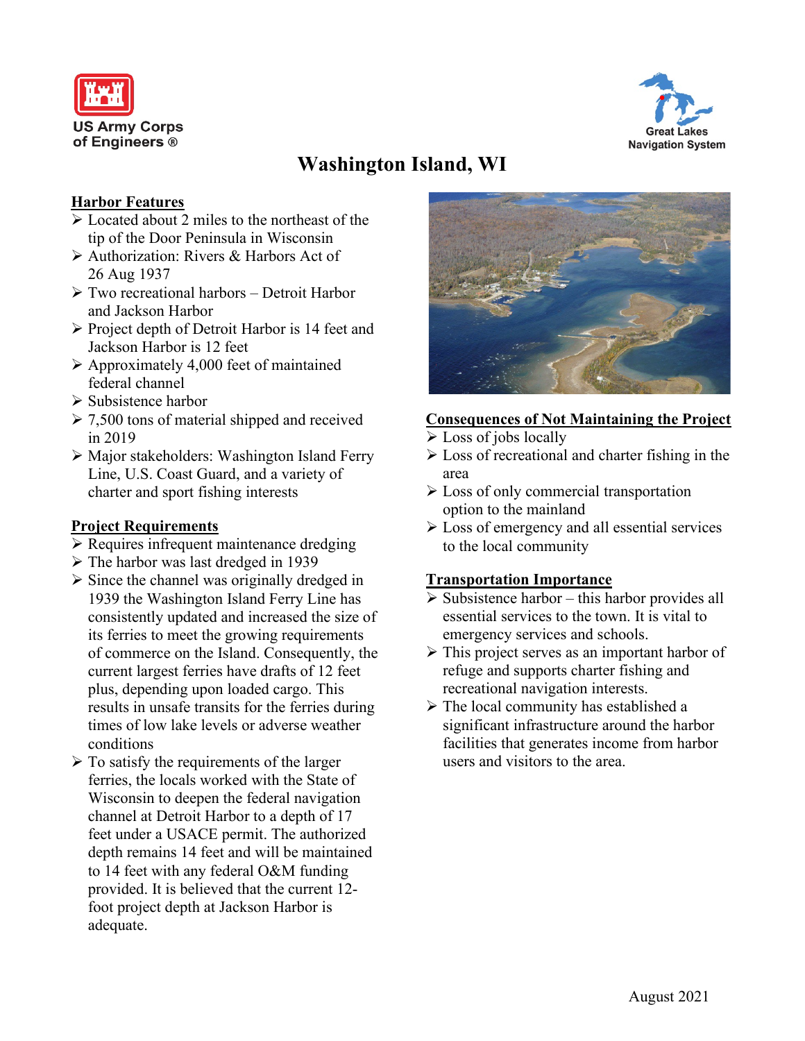US Army Corps of Engineers ®

Great Lakes Navigation System

# Washington Island, WI

## Harbor Features

- Located about 2 miles to the northeast of the tip of the Door Peninsula in Wisconsin
- Authorization: Rivers & Harbors Act of 26 Aug 1937
- Two recreational harbors – Detroit Harbor and Jackson Harbor
- Project depth of Detroit Harbor is 14 feet and Jackson Harbor is 12 feet
- Approximately 4,000 feet of maintained federal channel
- Subsistence harbor
- 7,500 tons of material shipped and received in 2019
- Major stakeholders: Washington Island Ferry Line, U.S. Coast Guard, and a variety of charter and sport fishing interests

## Project Requirements

- Requires infrequent maintenance dredging
- The harbor was last dredged in 1939
- Since the channel was originally dredged in 1939 the Washington Island Ferry Line has consistently updated and increased the size of its ferries to meet the growing requirements of commerce on the Island. Consequently, the current largest ferries have drafts of 12 feet plus, depending upon loaded cargo. This results in unsafe transits for the ferries during times of low lake levels or adverse weather conditions
- To satisfy the requirements of the larger ferries, the locals worked with the State of Wisconsin to deepen the federal navigation channel at Detroit Harbor to a depth of 17 feet under a USACE permit. The authorized depth remains 14 feet and will be maintained to 14 feet with any federal O&M funding provided. It is believed that the current 12-foot project depth at Jackson Harbor is adequate.

## Consequences of Not Maintaining the Project

- Loss of jobs locally
- Loss of recreational and charter fishing in the area
- Loss of only commercial transportation option to the mainland
- Loss of emergency and all essential services to the local community

## Transportation Importance

- Subsistence harbor – this harbor provides all essential services to the town. It is vital to emergency services and schools.
- This project serves as an important harbor of refuge and supports charter fishing and recreational navigation interests.
- The local community has established a significant infrastructure around the harbor facilities that generates income from harbor users and visitors to the area.

August 2021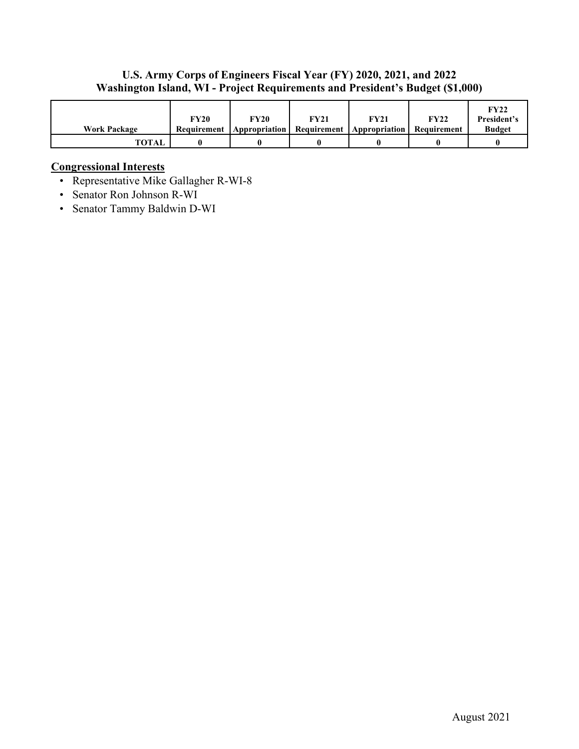**U.S. Army Corps of Engineers Fiscal Year (FY) 2020, 2021, and 2022**
**Washington Island, WI - Project Requirements and President's Budget ($1,000)**

| Work Package | FY20 Requirement | FY20 Appropriation | FY21 Requirement | FY21 Appropriation | FY22 Requirement | FY22 President's Budget |
|---|---|---|---|---|---|---|
| **TOTAL** | **0** | **0** | **0** | **0** | **0** | **0** |

## Congressional Interests

- Representative Mike Gallagher R-WI-8
- Senator Ron Johnson R-WI
- Senator Tammy Baldwin D-WI

August 2021